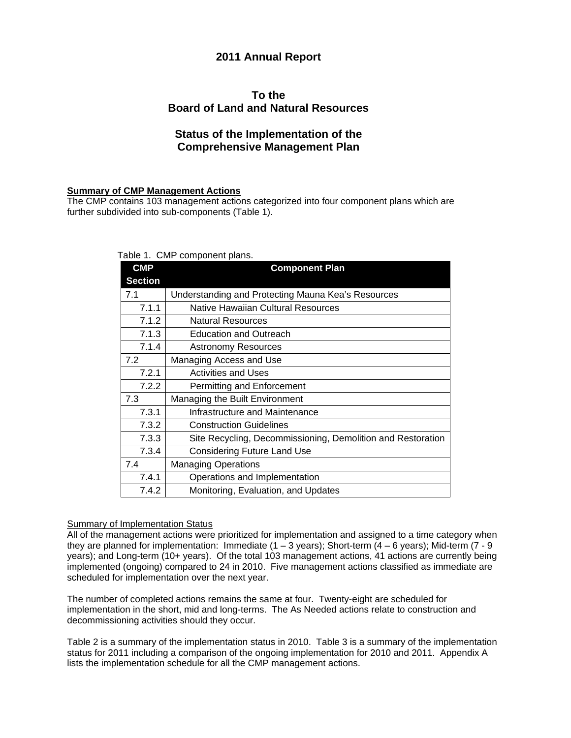# 2011 Annual Report

## To the
## Board of Land and Natural Resources

## Status of the Implementation of the Comprehensive Management Plan

**Summary of CMP Management Actions**

The CMP contains 103 management actions categorized into four component plans which are further subdivided into sub-components (Table 1).

Table 1. CMP component plans.

| CMP Section | Component Plan |
|---|---|
| 7.1 | Understanding and Protecting Mauna Kea's Resources |
| 7.1.1 | Native Hawaiian Cultural Resources |
| 7.1.2 | Natural Resources |
| 7.1.3 | Education and Outreach |
| 7.1.4 | Astronomy Resources |
| 7.2 | Managing Access and Use |
| 7.2.1 | Activities and Uses |
| 7.2.2 | Permitting and Enforcement |
| 7.3 | Managing the Built Environment |
| 7.3.1 | Infrastructure and Maintenance |
| 7.3.2 | Construction Guidelines |
| 7.3.3 | Site Recycling, Decommissioning, Demolition and Restoration |
| 7.3.4 | Considering Future Land Use |
| 7.4 | Managing Operations |
| 7.4.1 | Operations and Implementation |
| 7.4.2 | Monitoring, Evaluation, and Updates |

Summary of Implementation Status

All of the management actions were prioritized for implementation and assigned to a time category when they are planned for implementation: Immediate (1 – 3 years); Short-term (4 – 6 years); Mid-term (7 - 9 years); and Long-term (10+ years). Of the total 103 management actions, 41 actions are currently being implemented (ongoing) compared to 24 in 2010. Five management actions classified as immediate are scheduled for implementation over the next year.

The number of completed actions remains the same at four. Twenty-eight are scheduled for implementation in the short, mid and long-terms. The As Needed actions relate to construction and decommissioning activities should they occur.

Table 2 is a summary of the implementation status in 2010. Table 3 is a summary of the implementation status for 2011 including a comparison of the ongoing implementation for 2010 and 2011. Appendix A lists the implementation schedule for all the CMP management actions.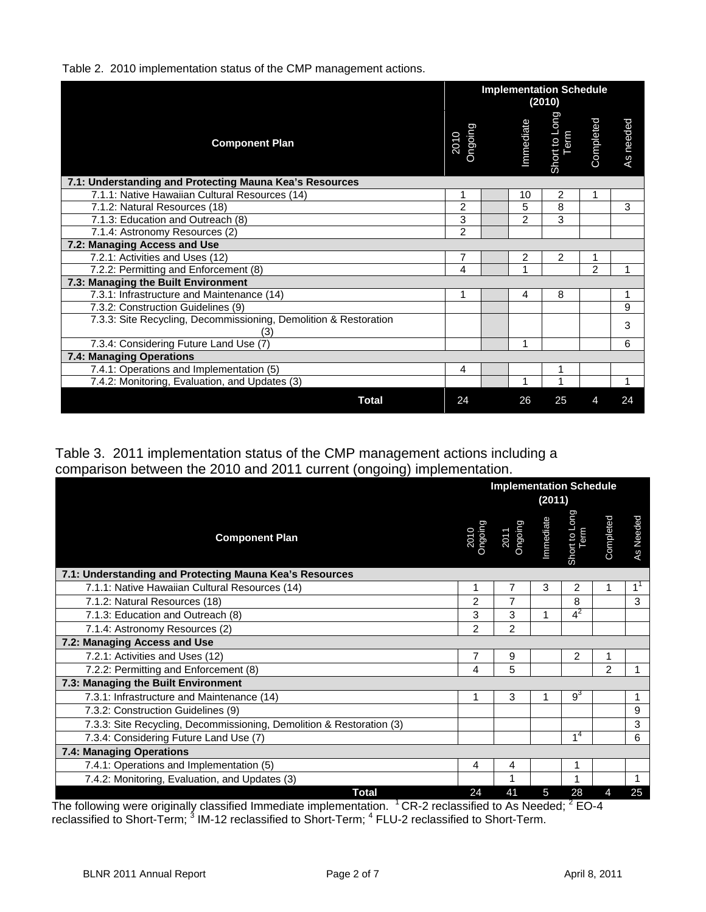Table 2. 2010 implementation status of the CMP management actions.

| Component Plan | Implementation Schedule (2010) | | | | | |
|---|---|---|---|---|---|---|
| | 2010 Ongoing | | Immediate | Short to Long Term | Completed | As needed |
| **7.1: Understanding and Protecting Mauna Kea's Resources** | | | | | | |
| 7.1.1: Native Hawaiian Cultural Resources (14) | 1 | | 10 | 2 | 1 | |
| 7.1.2: Natural Resources (18) | 2 | | 5 | 8 | | 3 |
| 7.1.3: Education and Outreach (8) | 3 | | 2 | 3 | | |
| 7.1.4: Astronomy Resources (2) | 2 | | | | | |
| **7.2: Managing Access and Use** | | | | | | |
| 7.2.1: Activities and Uses (12) | 7 | | 2 | 2 | 1 | |
| 7.2.2: Permitting and Enforcement (8) | 4 | | 1 | | 2 | 1 |
| **7.3: Managing the Built Environment** | | | | | | |
| 7.3.1: Infrastructure and Maintenance (14) | 1 | | 4 | 8 | | 1 |
| 7.3.2: Construction Guidelines (9) | | | | | | 9 |
| 7.3.3: Site Recycling, Decommissioning, Demolition & Restoration (3) | | | | | | 3 |
| 7.3.4: Considering Future Land Use (7) | | | 1 | | | 6 |
| **7.4: Managing Operations** | | | | | | |
| 7.4.1: Operations and Implementation (5) | 4 | | | 1 | | |
| 7.4.2: Monitoring, Evaluation, and Updates (3) | | | 1 | 1 | | 1 |
| **Total** | 24 | | 26 | 25 | 4 | 24 |

Table 3. 2011 implementation status of the CMP management actions including a comparison between the 2010 and 2011 current (ongoing) implementation.

| Component Plan | Implementation Schedule (2011) | | | | | |
|---|---|---|---|---|---|---|
| | 2010 Ongoing | 2011 Ongoing | Immediate | Short to Long Term | Completed | As Needed |
| **7.1: Understanding and Protecting Mauna Kea's Resources** | | | | | | |
| 7.1.1: Native Hawaiian Cultural Resources (14) | 1 | 7 | 3 | 2 | 1 | 1[1] |
| 7.1.2: Natural Resources (18) | 2 | 7 | | 8 | | 3 |
| 7.1.3: Education and Outreach (8) | 3 | 3 | 1 | 4[2] | | |
| 7.1.4: Astronomy Resources (2) | 2 | 2 | | | | |
| **7.2: Managing Access and Use** | | | | | | |
| 7.2.1: Activities and Uses (12) | 7 | 9 | | 2 | 1 | |
| 7.2.2: Permitting and Enforcement (8) | 4 | 5 | | | 2 | 1 |
| **7.3: Managing the Built Environment** | | | | | | |
| 7.3.1: Infrastructure and Maintenance (14) | 1 | 3 | 1 | 9[3] | | 1 |
| 7.3.2: Construction Guidelines (9) | | | | | | 9 |
| 7.3.3: Site Recycling, Decommissioning, Demolition & Restoration (3) | | | | | | 3 |
| 7.3.4: Considering Future Land Use (7) | | | | 1[4] | | 6 |
| **7.4: Managing Operations** | | | | | | |
| 7.4.1: Operations and Implementation (5) | 4 | 4 | | 1 | | |
| 7.4.2: Monitoring, Evaluation, and Updates (3) | | 1 | | 1 | | 1 |
| **Total** | 24 | 41 | 5 | 28 | 4 | 25 |

The following were originally classified Immediate implementation. [1] CR-2 reclassified to As Needed; [2] EO-4 reclassified to Short-Term; [3] IM-12 reclassified to Short-Term; [4] FLU-2 reclassified to Short-Term.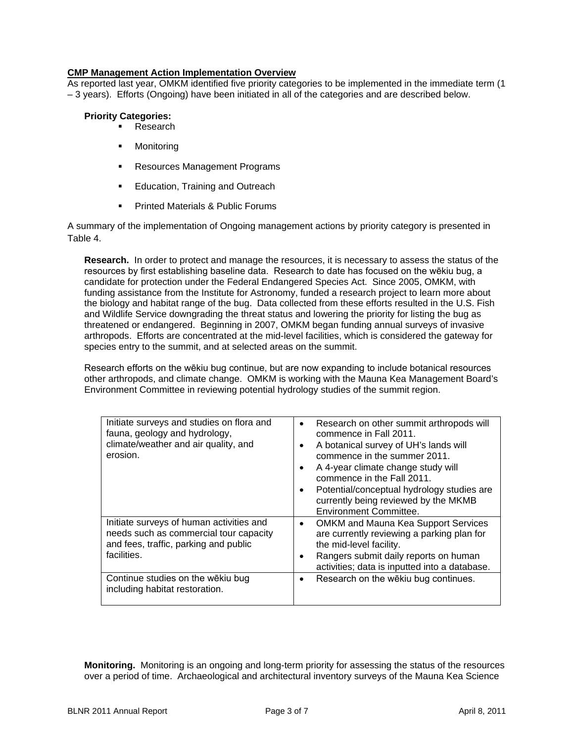**CMP Management Action Implementation Overview**

As reported last year, OMKM identified five priority categories to be implemented in the immediate term (1 – 3 years). Efforts (Ongoing) have been initiated in all of the categories and are described below.

**Priority Categories:**

- Research
- Monitoring
- Resources Management Programs
- Education, Training and Outreach
- Printed Materials & Public Forums

A summary of the implementation of Ongoing management actions by priority category is presented in Table 4.

**Research.** In order to protect and manage the resources, it is necessary to assess the status of the resources by first establishing baseline data. Research to date has focused on the wēkiu bug, a candidate for protection under the Federal Endangered Species Act. Since 2005, OMKM, with funding assistance from the Institute for Astronomy, funded a research project to learn more about the biology and habitat range of the bug. Data collected from these efforts resulted in the U.S. Fish and Wildlife Service downgrading the threat status and lowering the priority for listing the bug as threatened or endangered. Beginning in 2007, OMKM began funding annual surveys of invasive arthropods. Efforts are concentrated at the mid-level facilities, which is considered the gateway for species entry to the summit, and at selected areas on the summit.

Research efforts on the wēkiu bug continue, but are now expanding to include botanical resources other arthropods, and climate change. OMKM is working with the Mauna Kea Management Board's Environment Committee in reviewing potential hydrology studies of the summit region.

| | |
|---|---|
| Initiate surveys and studies on flora and fauna, geology and hydrology, climate/weather and air quality, and erosion. | • Research on other summit arthropods will commence in Fall 2011.<br>• A botanical survey of UH's lands will commence in the summer 2011.<br>• A 4-year climate change study will commence in the Fall 2011.<br>• Potential/conceptual hydrology studies are currently being reviewed by the MKMB Environment Committee. |
| Initiate surveys of human activities and needs such as commercial tour capacity and fees, traffic, parking and public facilities. | • OMKM and Mauna Kea Support Services are currently reviewing a parking plan for the mid-level facility.<br>• Rangers submit daily reports on human activities; data is inputted into a database. |
| Continue studies on the wēkiu bug including habitat restoration. | • Research on the wēkiu bug continues. |

**Monitoring.** Monitoring is an ongoing and long-term priority for assessing the status of the resources over a period of time. Archaeological and architectural inventory surveys of the Mauna Kea Science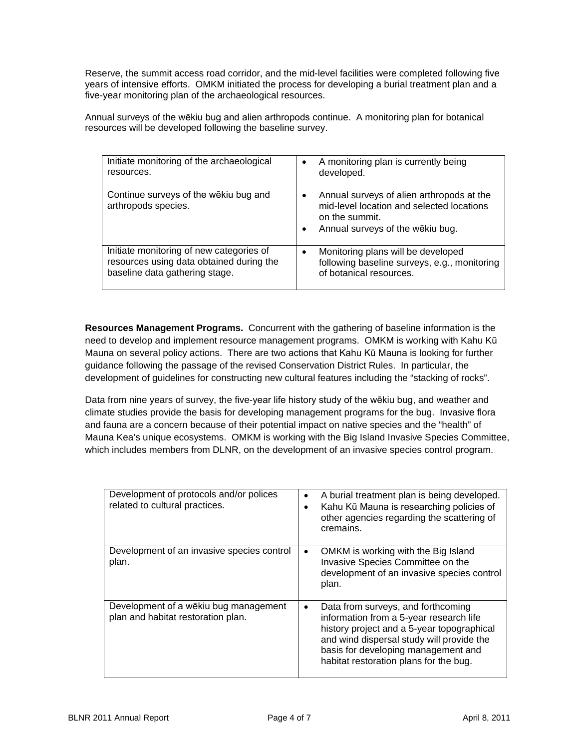Reserve, the summit access road corridor, and the mid-level facilities were completed following five years of intensive efforts. OMKM initiated the process for developing a burial treatment plan and a five-year monitoring plan of the archaeological resources.

Annual surveys of the wēkiu bug and alien arthropods continue. A monitoring plan for botanical resources will be developed following the baseline survey.

| | |
|---|---|
| Initiate monitoring of the archaeological resources. | • A monitoring plan is currently being developed. |
| Continue surveys of the wēkiu bug and arthropods species. | • Annual surveys of alien arthropods at the mid-level location and selected locations on the summit.<br>• Annual surveys of the wēkiu bug. |
| Initiate monitoring of new categories of resources using data obtained during the baseline data gathering stage. | • Monitoring plans will be developed following baseline surveys, e.g., monitoring of botanical resources. |

**Resources Management Programs.** Concurrent with the gathering of baseline information is the need to develop and implement resource management programs. OMKM is working with Kahu Kū Mauna on several policy actions. There are two actions that Kahu Kū Mauna is looking for further guidance following the passage of the revised Conservation District Rules. In particular, the development of guidelines for constructing new cultural features including the "stacking of rocks".

Data from nine years of survey, the five-year life history study of the wēkiu bug, and weather and climate studies provide the basis for developing management programs for the bug. Invasive flora and fauna are a concern because of their potential impact on native species and the "health" of Mauna Kea's unique ecosystems. OMKM is working with the Big Island Invasive Species Committee, which includes members from DLNR, on the development of an invasive species control program.

| | |
|---|---|
| Development of protocols and/or polices related to cultural practices. | • A burial treatment plan is being developed.<br>• Kahu Kū Mauna is researching policies of other agencies regarding the scattering of cremains. |
| Development of an invasive species control plan. | • OMKM is working with the Big Island Invasive Species Committee on the development of an invasive species control plan. |
| Development of a wēkiu bug management plan and habitat restoration plan. | • Data from surveys, and forthcoming information from a 5-year research life history project and a 5-year topographical and wind dispersal study will provide the basis for developing management and habitat restoration plans for the bug. |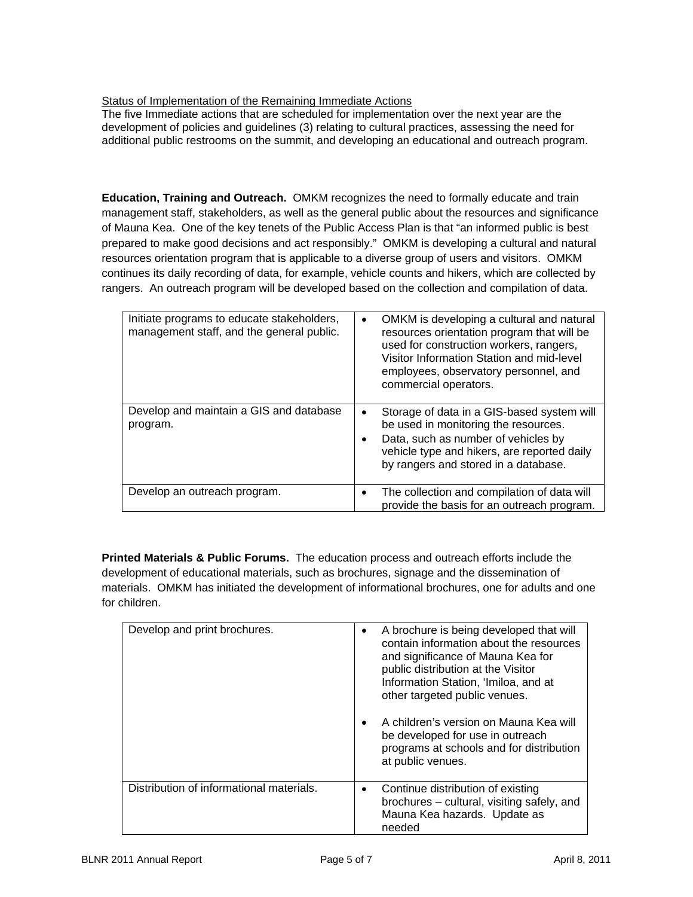Status of Implementation of the Remaining Immediate Actions

The five Immediate actions that are scheduled for implementation over the next year are the development of policies and guidelines (3) relating to cultural practices, assessing the need for additional public restrooms on the summit, and developing an educational and outreach program.

**Education, Training and Outreach.** OMKM recognizes the need to formally educate and train management staff, stakeholders, as well as the general public about the resources and significance of Mauna Kea. One of the key tenets of the Public Access Plan is that "an informed public is best prepared to make good decisions and act responsibly." OMKM is developing a cultural and natural resources orientation program that is applicable to a diverse group of users and visitors. OMKM continues its daily recording of data, for example, vehicle counts and hikers, which are collected by rangers. An outreach program will be developed based on the collection and compilation of data.

| | |
|---|---|
| Initiate programs to educate stakeholders, management staff, and the general public. | • OMKM is developing a cultural and natural resources orientation program that will be used for construction workers, rangers, Visitor Information Station and mid-level employees, observatory personnel, and commercial operators. |
| Develop and maintain a GIS and database program. | • Storage of data in a GIS-based system will be used in monitoring the resources.<br>• Data, such as number of vehicles by vehicle type and hikers, are reported daily by rangers and stored in a database. |
| Develop an outreach program. | • The collection and compilation of data will provide the basis for an outreach program. |

**Printed Materials & Public Forums.** The education process and outreach efforts include the development of educational materials, such as brochures, signage and the dissemination of materials. OMKM has initiated the development of informational brochures, one for adults and one for children.

| | |
|---|---|
| Develop and print brochures. | • A brochure is being developed that will contain information about the resources and significance of Mauna Kea for public distribution at the Visitor Information Station, 'Imiloa, and at other targeted public venues.<br>• A children's version on Mauna Kea will be developed for use in outreach programs at schools and for distribution at public venues. |
| Distribution of informational materials. | • Continue distribution of existing brochures – cultural, visiting safely, and Mauna Kea hazards. Update as needed |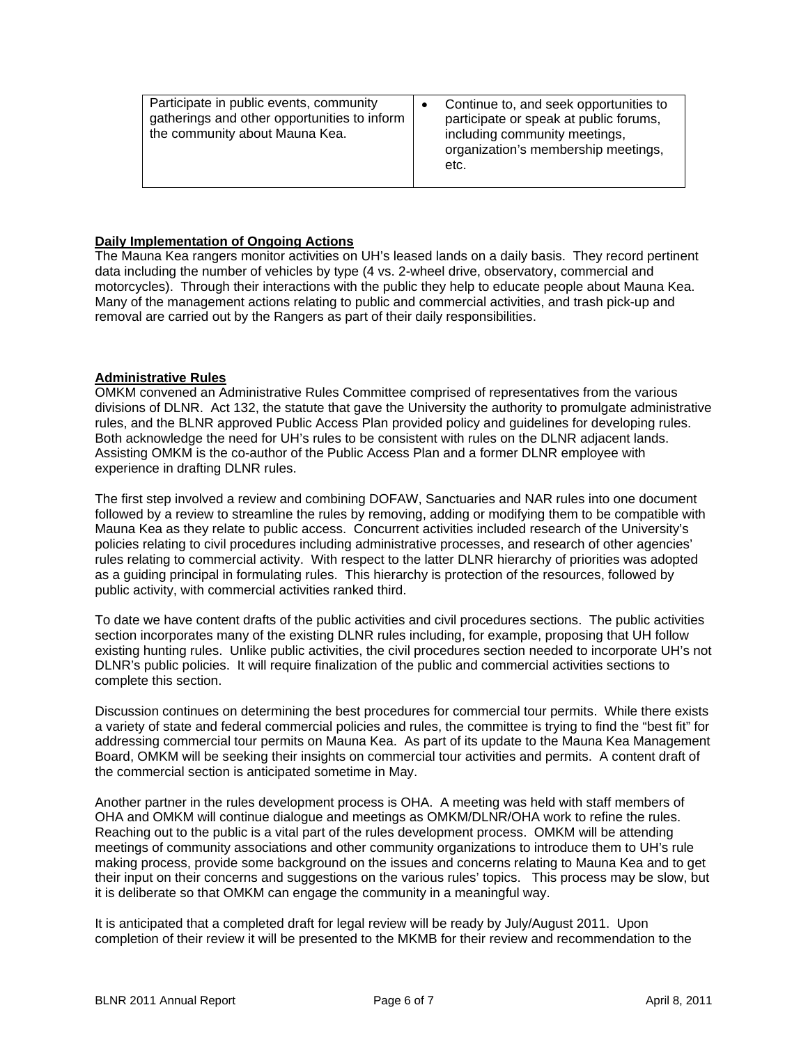| Participate in public events, community gatherings and other opportunities to inform the community about Mauna Kea. | • Continue to, and seek opportunities to participate or speak at public forums, including community meetings, organization's membership meetings, etc. |
|---|---|

**Daily Implementation of Ongoing Actions**

The Mauna Kea rangers monitor activities on UH's leased lands on a daily basis. They record pertinent data including the number of vehicles by type (4 vs. 2-wheel drive, observatory, commercial and motorcycles). Through their interactions with the public they help to educate people about Mauna Kea. Many of the management actions relating to public and commercial activities, and trash pick-up and removal are carried out by the Rangers as part of their daily responsibilities.

**Administrative Rules**

OMKM convened an Administrative Rules Committee comprised of representatives from the various divisions of DLNR. Act 132, the statute that gave the University the authority to promulgate administrative rules, and the BLNR approved Public Access Plan provided policy and guidelines for developing rules. Both acknowledge the need for UH's rules to be consistent with rules on the DLNR adjacent lands. Assisting OMKM is the co-author of the Public Access Plan and a former DLNR employee with experience in drafting DLNR rules.

The first step involved a review and combining DOFAW, Sanctuaries and NAR rules into one document followed by a review to streamline the rules by removing, adding or modifying them to be compatible with Mauna Kea as they relate to public access. Concurrent activities included research of the University's policies relating to civil procedures including administrative processes, and research of other agencies' rules relating to commercial activity. With respect to the latter DLNR hierarchy of priorities was adopted as a guiding principal in formulating rules. This hierarchy is protection of the resources, followed by public activity, with commercial activities ranked third.

To date we have content drafts of the public activities and civil procedures sections. The public activities section incorporates many of the existing DLNR rules including, for example, proposing that UH follow existing hunting rules. Unlike public activities, the civil procedures section needed to incorporate UH's not DLNR's public policies. It will require finalization of the public and commercial activities sections to complete this section.

Discussion continues on determining the best procedures for commercial tour permits. While there exists a variety of state and federal commercial policies and rules, the committee is trying to find the "best fit" for addressing commercial tour permits on Mauna Kea. As part of its update to the Mauna Kea Management Board, OMKM will be seeking their insights on commercial tour activities and permits. A content draft of the commercial section is anticipated sometime in May.

Another partner in the rules development process is OHA. A meeting was held with staff members of OHA and OMKM will continue dialogue and meetings as OMKM/DLNR/OHA work to refine the rules. Reaching out to the public is a vital part of the rules development process. OMKM will be attending meetings of community associations and other community organizations to introduce them to UH's rule making process, provide some background on the issues and concerns relating to Mauna Kea and to get their input on their concerns and suggestions on the various rules' topics. This process may be slow, but it is deliberate so that OMKM can engage the community in a meaningful way.

It is anticipated that a completed draft for legal review will be ready by July/August 2011. Upon completion of their review it will be presented to the MKMB for their review and recommendation to the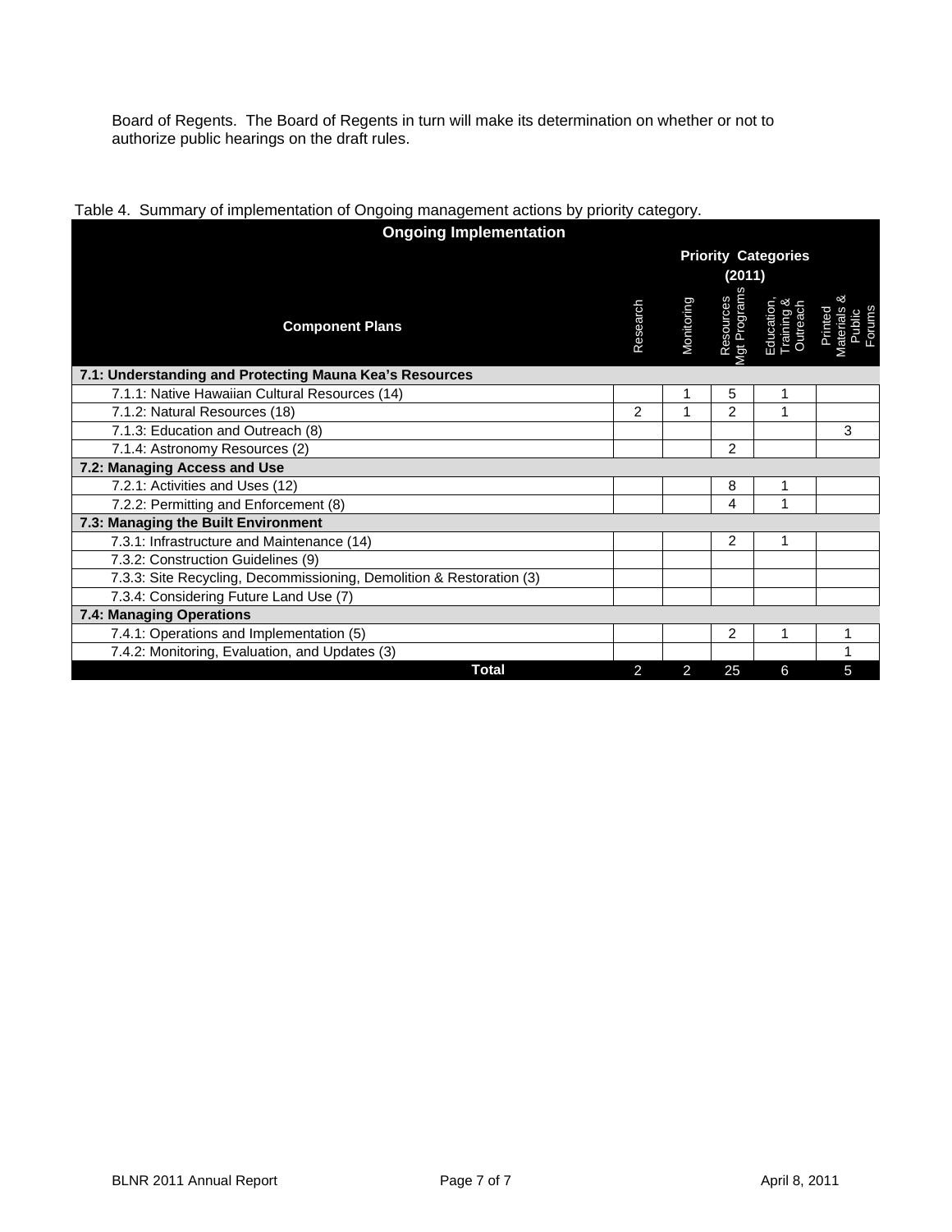Board of Regents. The Board of Regents in turn will make its determination on whether or not to authorize public hearings on the draft rules.

Table 4. Summary of implementation of Ongoing management actions by priority category.

| Ongoing Implementation | | | | | |
|---|---|---|---|---|---|
| | Priority Categories (2011) | | | | |
| Component Plans | Research | Monitoring | Resources Mgt Programs | Education, Training & Outreach | Printed Materials & Public Forums |
| **7.1: Understanding and Protecting Mauna Kea's Resources** | | | | | |
| 7.1.1: Native Hawaiian Cultural Resources (14) | | 1 | 5 | 1 | |
| 7.1.2: Natural Resources (18) | 2 | 1 | 2 | 1 | |
| 7.1.3: Education and Outreach (8) | | | | | 3 |
| 7.1.4: Astronomy Resources (2) | | | 2 | | |
| **7.2: Managing Access and Use** | | | | | |
| 7.2.1: Activities and Uses (12) | | | 8 | 1 | |
| 7.2.2: Permitting and Enforcement (8) | | | 4 | 1 | |
| **7.3: Managing the Built Environment** | | | | | |
| 7.3.1: Infrastructure and Maintenance (14) | | | 2 | 1 | |
| 7.3.2: Construction Guidelines (9) | | | | | |
| 7.3.3: Site Recycling, Decommissioning, Demolition & Restoration (3) | | | | | |
| 7.3.4: Considering Future Land Use (7) | | | | | |
| **7.4: Managing Operations** | | | | | |
| 7.4.1: Operations and Implementation (5) | | | 2 | 1 | 1 |
| 7.4.2: Monitoring, Evaluation, and Updates (3) | | | | | 1 |
| **Total** | 2 | 2 | 25 | 6 | 5 |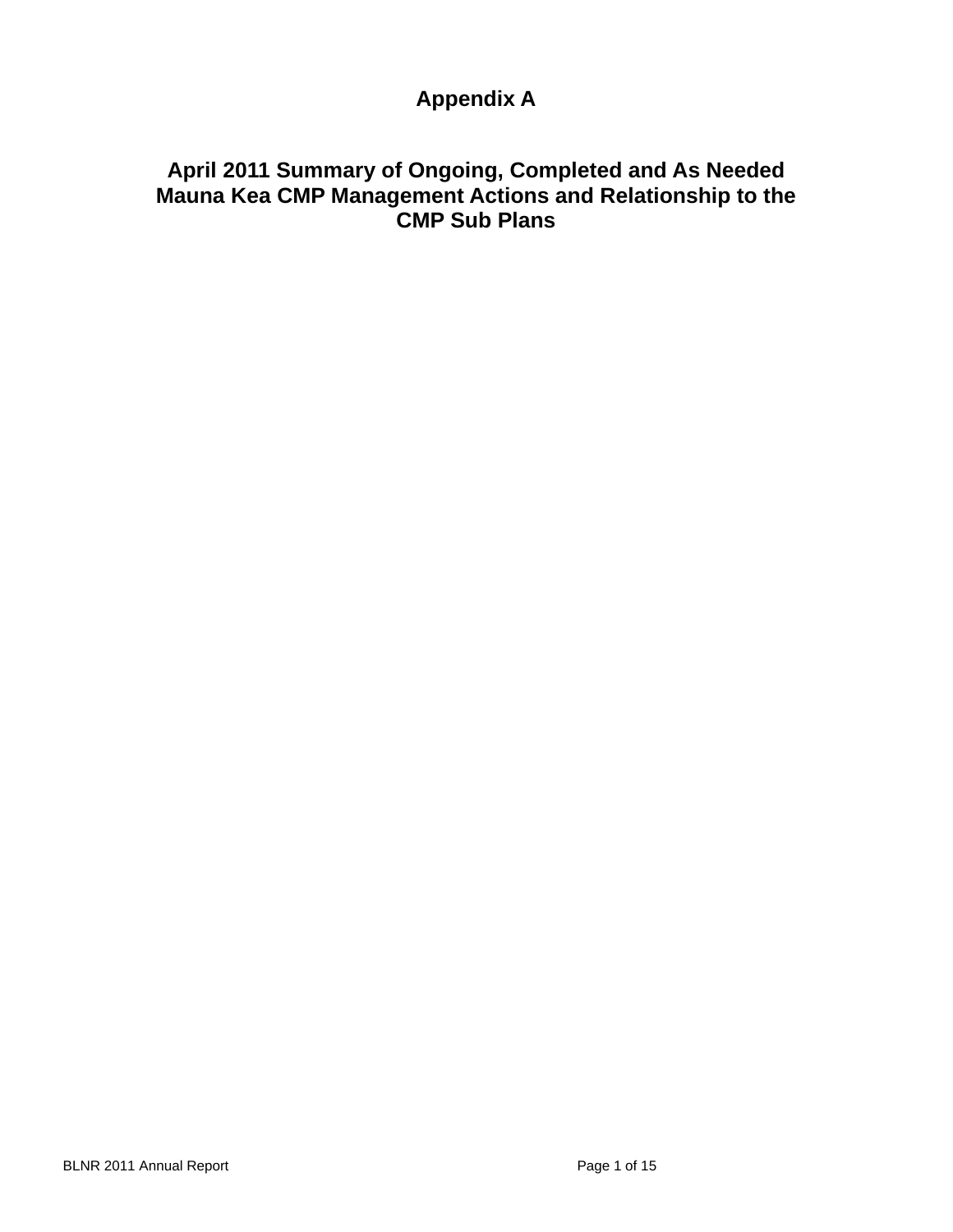# Appendix A

## April 2011 Summary of Ongoing, Completed and As Needed Mauna Kea CMP Management Actions and Relationship to the CMP Sub Plans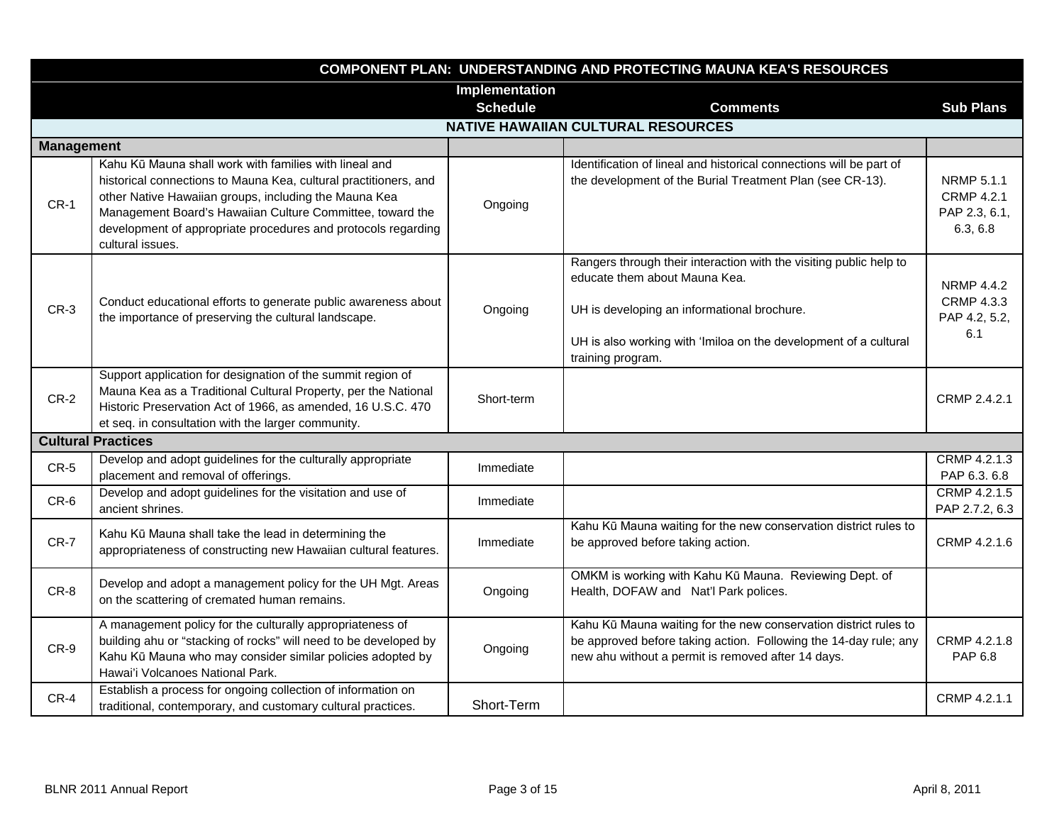| COMPONENT PLAN: UNDERSTANDING AND PROTECTING MAUNA KEA'S RESOURCES | | | | |
|---|---|---|---|---|
| | | Implementation Schedule | Comments | Sub Plans |
| **NATIVE HAWAIIAN CULTURAL RESOURCES** | | | | |
| **Management** | | | | |
| CR-1 | Kahu Kū Mauna shall work with families with lineal and historical connections to Mauna Kea, cultural practitioners, and other Native Hawaiian groups, including the Mauna Kea Management Board's Hawaiian Culture Committee, toward the development of appropriate procedures and protocols regarding cultural issues. | Ongoing | Identification of lineal and historical connections will be part of the development of the Burial Treatment Plan (see CR-13). | NRMP 5.1.1 CRMP 4.2.1 PAP 2.3, 6.1, 6.3, 6.8 |
| CR-3 | Conduct educational efforts to generate public awareness about the importance of preserving the cultural landscape. | Ongoing | Rangers through their interaction with the visiting public help to educate them about Mauna Kea.<br><br>UH is developing an informational brochure.<br><br>UH is also working with ʻImiloa on the development of a cultural training program. | NRMP 4.4.2 CRMP 4.3.3 PAP 4.2, 5.2, 6.1 |
| CR-2 | Support application for designation of the summit region of Mauna Kea as a Traditional Cultural Property, per the National Historic Preservation Act of 1966, as amended, 16 U.S.C. 470 et seq. in consultation with the larger community. | Short-term | | CRMP 2.4.2.1 |
| **Cultural Practices** | | | | |
| CR-5 | Develop and adopt guidelines for the culturally appropriate placement and removal of offerings. | Immediate | | CRMP 4.2.1.3 PAP 6.3. 6.8 |
| CR-6 | Develop and adopt guidelines for the visitation and use of ancient shrines. | Immediate | | CRMP 4.2.1.5 PAP 2.7.2, 6.3 |
| CR-7 | Kahu Kū Mauna shall take the lead in determining the appropriateness of constructing new Hawaiian cultural features. | Immediate | Kahu Kū Mauna waiting for the new conservation district rules to be approved before taking action. | CRMP 4.2.1.6 |
| CR-8 | Develop and adopt a management policy for the UH Mgt. Areas on the scattering of cremated human remains. | Ongoing | OMKM is working with Kahu Kū Mauna. Reviewing Dept. of Health, DOFAW and Nat'l Park polices. | |
| CR-9 | A management policy for the culturally appropriateness of building ahu or "stacking of rocks" will need to be developed by Kahu Kū Mauna who may consider similar policies adopted by Hawaiʻi Volcanoes National Park. | Ongoing | Kahu Kū Mauna waiting for the new conservation district rules to be approved before taking action. Following the 14-day rule; any new ahu without a permit is removed after 14 days. | CRMP 4.2.1.8 PAP 6.8 |
| CR-4 | Establish a process for ongoing collection of information on traditional, contemporary, and customary cultural practices. | Short-Term | | CRMP 4.2.1.1 |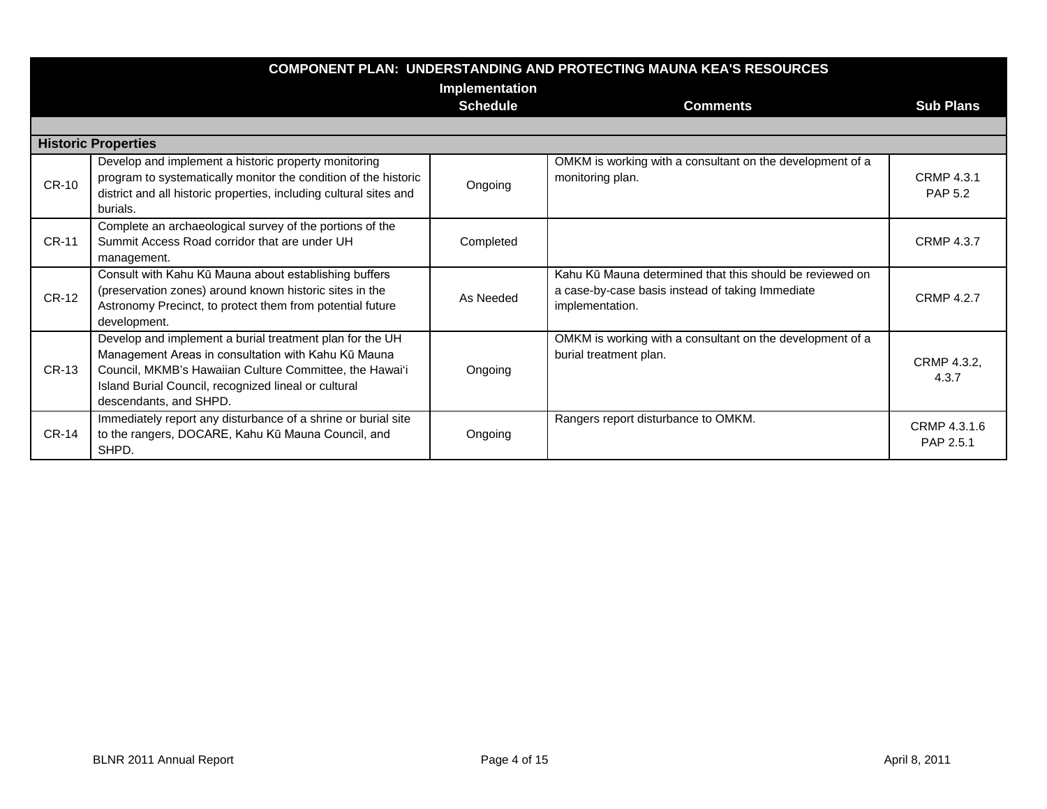| COMPONENT PLAN: UNDERSTANDING AND PROTECTING MAUNA KEA'S RESOURCES | | | | |
|---|---|---|---|---|
| | | Implementation Schedule | Comments | Sub Plans |
| **Historic Properties** | | | | |
| CR-10 | Develop and implement a historic property monitoring program to systematically monitor the condition of the historic district and all historic properties, including cultural sites and burials. | Ongoing | OMKM is working with a consultant on the development of a monitoring plan. | CRMP 4.3.1 PAP 5.2 |
| CR-11 | Complete an archaeological survey of the portions of the Summit Access Road corridor that are under UH management. | Completed | | CRMP 4.3.7 |
| CR-12 | Consult with Kahu Kū Mauna about establishing buffers (preservation zones) around known historic sites in the Astronomy Precinct, to protect them from potential future development. | As Needed | Kahu Kū Mauna determined that this should be reviewed on a case-by-case basis instead of taking Immediate implementation. | CRMP 4.2.7 |
| CR-13 | Develop and implement a burial treatment plan for the UH Management Areas in consultation with Kahu Kū Mauna Council, MKMB's Hawaiian Culture Committee, the Hawai'i Island Burial Council, recognized lineal or cultural descendants, and SHPD. | Ongoing | OMKM is working with a consultant on the development of a burial treatment plan. | CRMP 4.3.2, 4.3.7 |
| CR-14 | Immediately report any disturbance of a shrine or burial site to the rangers, DOCARE, Kahu Kū Mauna Council, and SHPD. | Ongoing | Rangers report disturbance to OMKM. | CRMP 4.3.1.6 PAP 2.5.1 |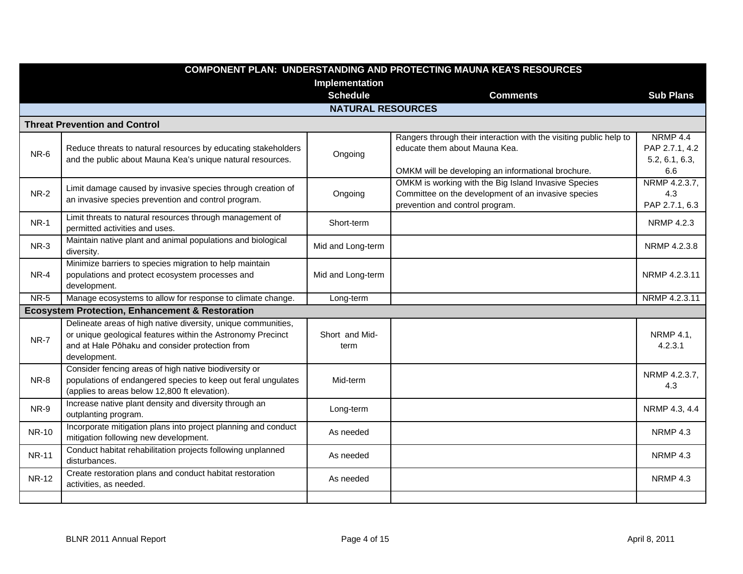| COMPONENT PLAN: UNDERSTANDING AND PROTECTING MAUNA KEA'S RESOURCES | | | | |
|---|---|---|---|---|
| | | Implementation Schedule | Comments | Sub Plans |
| **NATURAL RESOURCES** | | | | |
| **Threat Prevention and Control** | | | | |
| NR-6 | Reduce threats to natural resources by educating stakeholders and the public about Mauna Kea's unique natural resources. | Ongoing | Rangers through their interaction with the visiting public help to educate them about Mauna Kea.<br><br>OMKM will be developing an informational brochure. | NRMP 4.4<br>PAP 2.7.1, 4.2<br>5.2, 6.1, 6.3, 6.6 |
| NR-2 | Limit damage caused by invasive species through creation of an invasive species prevention and control program. | Ongoing | OMKM is working with the Big Island Invasive Species Committee on the development of an invasive species prevention and control program. | NRMP 4.2.3.7, 4.3<br>PAP 2.7.1, 6.3 |
| NR-1 | Limit threats to natural resources through management of permitted activities and uses. | Short-term | | NRMP 4.2.3 |
| NR-3 | Maintain native plant and animal populations and biological diversity. | Mid and Long-term | | NRMP 4.2.3.8 |
| NR-4 | Minimize barriers to species migration to help maintain populations and protect ecosystem processes and development. | Mid and Long-term | | NRMP 4.2.3.11 |
| NR-5 | Manage ecosystems to allow for response to climate change. | Long-term | | NRMP 4.2.3.11 |
| **Ecosystem Protection, Enhancement & Restoration** | | | | |
| NR-7 | Delineate areas of high native diversity, unique communities, or unique geological features within the Astronomy Precinct and at Hale Pōhaku and consider protection from development. | Short and Mid-term | | NRMP 4.1, 4.2.3.1 |
| NR-8 | Consider fencing areas of high native biodiversity or populations of endangered species to keep out feral ungulates (applies to areas below 12,800 ft elevation). | Mid-term | | NRMP 4.2.3.7, 4.3 |
| NR-9 | Increase native plant density and diversity through an outplanting program. | Long-term | | NRMP 4.3, 4.4 |
| NR-10 | Incorporate mitigation plans into project planning and conduct mitigation following new development. | As needed | | NRMP 4.3 |
| NR-11 | Conduct habitat rehabilitation projects following unplanned disturbances. | As needed | | NRMP 4.3 |
| NR-12 | Create restoration plans and conduct habitat restoration activities, as needed. | As needed | | NRMP 4.3 |
| | | | | |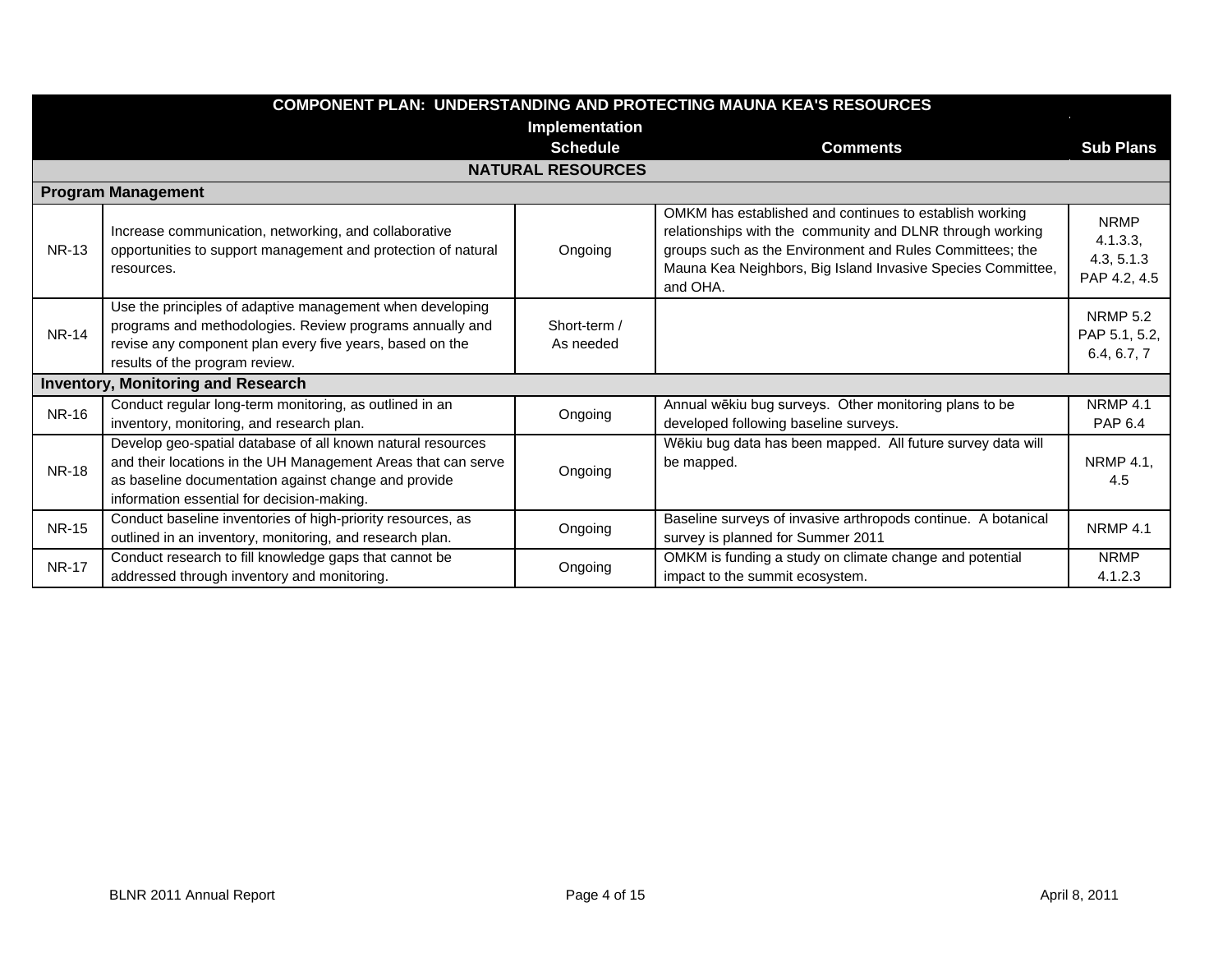| COMPONENT PLAN: UNDERSTANDING AND PROTECTING MAUNA KEA'S RESOURCES | | | | |
|---|---|---|---|---|
| | | Implementation Schedule | Comments | Sub Plans |
| **NATURAL RESOURCES** | | | | |
| **Program Management** | | | | |
| NR-13 | Increase communication, networking, and collaborative opportunities to support management and protection of natural resources. | Ongoing | OMKM has established and continues to establish working relationships with the community and DLNR through working groups such as the Environment and Rules Committees; the Mauna Kea Neighbors, Big Island Invasive Species Committee, and OHA. | NRMP 4.1.3.3, 4.3, 5.1.3 PAP 4.2, 4.5 |
| NR-14 | Use the principles of adaptive management when developing programs and methodologies. Review programs annually and revise any component plan every five years, based on the results of the program review. | Short-term / As needed | | NRMP 5.2 PAP 5.1, 5.2, 6.4, 6.7, 7 |
| **Inventory, Monitoring and Research** | | | | |
| NR-16 | Conduct regular long-term monitoring, as outlined in an inventory, monitoring, and research plan. | Ongoing | Annual wēkiu bug surveys. Other monitoring plans to be developed following baseline surveys. | NRMP 4.1 PAP 6.4 |
| NR-18 | Develop geo-spatial database of all known natural resources and their locations in the UH Management Areas that can serve as baseline documentation against change and provide information essential for decision-making. | Ongoing | Wēkiu bug data has been mapped. All future survey data will be mapped. | NRMP 4.1, 4.5 |
| NR-15 | Conduct baseline inventories of high-priority resources, as outlined in an inventory, monitoring, and research plan. | Ongoing | Baseline surveys of invasive arthropods continue. A botanical survey is planned for Summer 2011 | NRMP 4.1 |
| NR-17 | Conduct research to fill knowledge gaps that cannot be addressed through inventory and monitoring. | Ongoing | OMKM is funding a study on climate change and potential impact to the summit ecosystem. | NRMP 4.1.2.3 |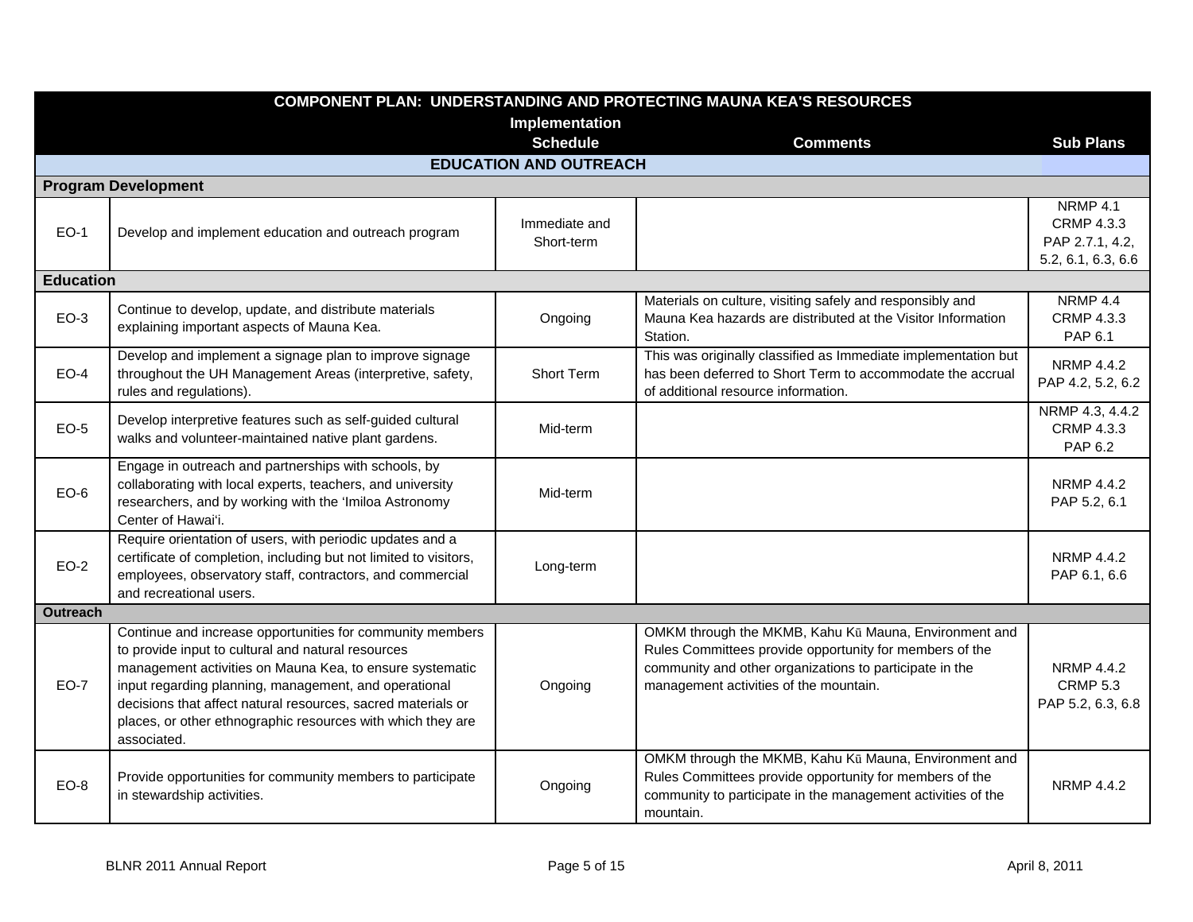| COMPONENT PLAN: UNDERSTANDING AND PROTECTING MAUNA KEA'S RESOURCES | | | | |
|---|---|---|---|---|
| | | Implementation Schedule | Comments | Sub Plans |
| **EDUCATION AND OUTREACH** | | | | |
| **Program Development** | | | | |
| EO-1 | Develop and implement education and outreach program | Immediate and Short-term | | NRMP 4.1<br>CRMP 4.3.3<br>PAP 2.7.1, 4.2, 5.2, 6.1, 6.3, 6.6 |
| **Education** | | | | |
| EO-3 | Continue to develop, update, and distribute materials explaining important aspects of Mauna Kea. | Ongoing | Materials on culture, visiting safely and responsibly and Mauna Kea hazards are distributed at the Visitor Information Station. | NRMP 4.4<br>CRMP 4.3.3<br>PAP 6.1 |
| EO-4 | Develop and implement a signage plan to improve signage throughout the UH Management Areas (interpretive, safety, rules and regulations). | Short Term | This was originally classified as Immediate implementation but has been deferred to Short Term to accommodate the accrual of additional resource information. | NRMP 4.4.2<br>PAP 4.2, 5.2, 6.2 |
| EO-5 | Develop interpretive features such as self-guided cultural walks and volunteer-maintained native plant gardens. | Mid-term | | NRMP 4.3, 4.4.2<br>CRMP 4.3.3<br>PAP 6.2 |
| EO-6 | Engage in outreach and partnerships with schools, by collaborating with local experts, teachers, and university researchers, and by working with the ʻImiloa Astronomy Center of Hawaiʻi. | Mid-term | | NRMP 4.4.2<br>PAP 5.2, 6.1 |
| EO-2 | Require orientation of users, with periodic updates and a certificate of completion, including but not limited to visitors, employees, observatory staff, contractors, and commercial and recreational users. | Long-term | | NRMP 4.4.2<br>PAP 6.1, 6.6 |
| **Outreach** | | | | |
| EO-7 | Continue and increase opportunities for community members to provide input to cultural and natural resources management activities on Mauna Kea, to ensure systematic input regarding planning, management, and operational decisions that affect natural resources, sacred materials or places, or other ethnographic resources with which they are associated. | Ongoing | OMKM through the MKMB, Kahu Kū Mauna, Environment and Rules Committees provide opportunity for members of the community and other organizations to participate in the management activities of the mountain. | NRMP 4.4.2<br>CRMP 5.3<br>PAP 5.2, 6.3, 6.8 |
| EO-8 | Provide opportunities for community members to participate in stewardship activities. | Ongoing | OMKM through the MKMB, Kahu Kū Mauna, Environment and Rules Committees provide opportunity for members of the community to participate in the management activities of the mountain. | NRMP 4.4.2 |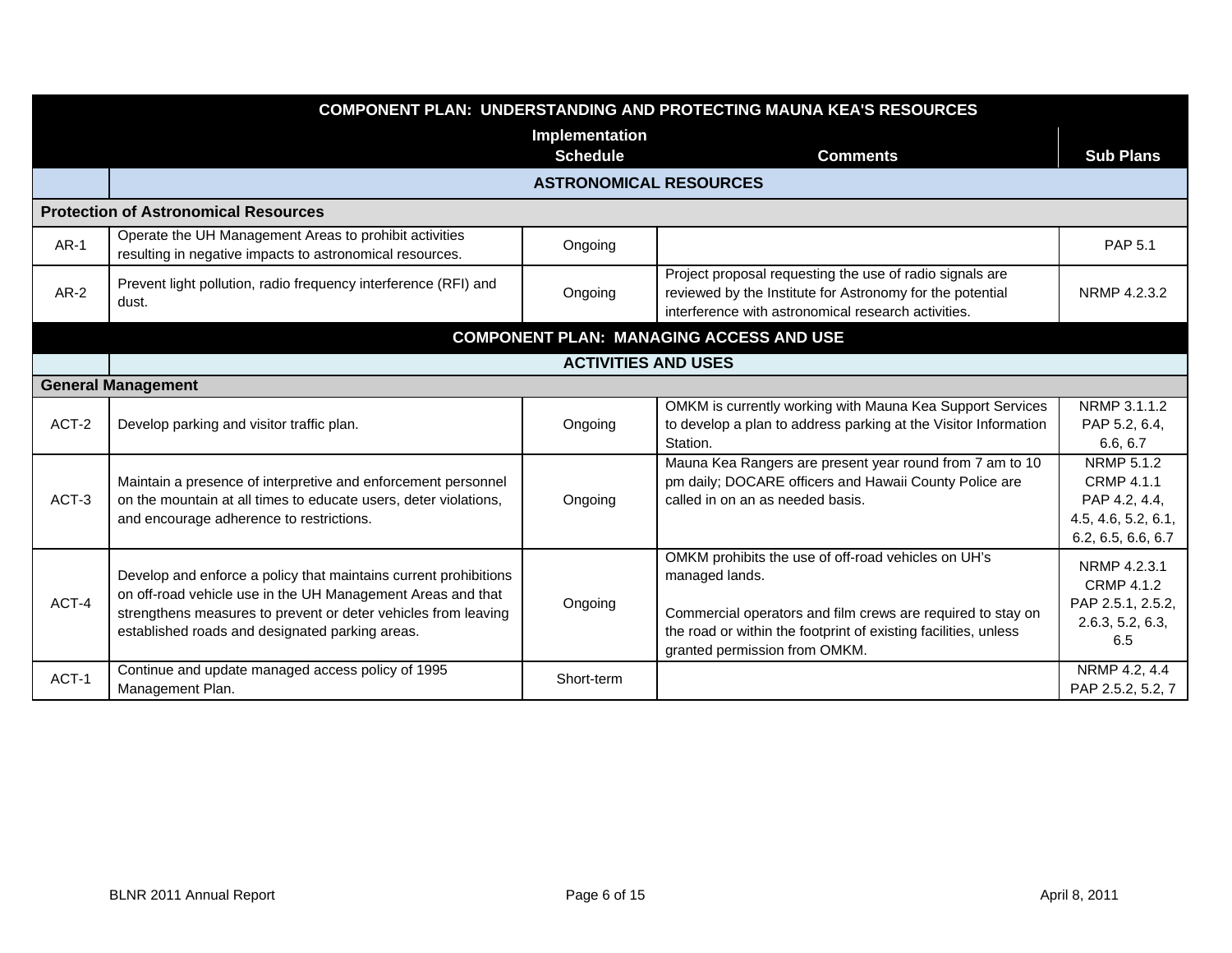| COMPONENT PLAN: UNDERSTANDING AND PROTECTING MAUNA KEA'S RESOURCES | | | | |
|---|---|---|---|---|
| | | Implementation Schedule | Comments | Sub Plans |
| | ASTRONOMICAL RESOURCES | | | |
| **Protection of Astronomical Resources** | | | | |
| AR-1 | Operate the UH Management Areas to prohibit activities resulting in negative impacts to astronomical resources. | Ongoing | | PAP 5.1 |
| AR-2 | Prevent light pollution, radio frequency interference (RFI) and dust. | Ongoing | Project proposal requesting the use of radio signals are reviewed by the Institute for Astronomy for the potential interference with astronomical research activities. | NRMP 4.2.3.2 |
| **COMPONENT PLAN: MANAGING ACCESS AND USE** | | | | |
| | ACTIVITIES AND USES | | | |
| **General Management** | | | | |
| ACT-2 | Develop parking and visitor traffic plan. | Ongoing | OMKM is currently working with Mauna Kea Support Services to develop a plan to address parking at the Visitor Information Station. | NRMP 3.1.1.2 PAP 5.2, 6.4, 6.6, 6.7 |
| ACT-3 | Maintain a presence of interpretive and enforcement personnel on the mountain at all times to educate users, deter violations, and encourage adherence to restrictions. | Ongoing | Mauna Kea Rangers are present year round from 7 am to 10 pm daily; DOCARE officers and Hawaii County Police are called in on an as needed basis. | NRMP 5.1.2 CRMP 4.1.1 PAP 4.2, 4.4, 4.5, 4.6, 5.2, 6.1, 6.2, 6.5, 6.6, 6.7 |
| ACT-4 | Develop and enforce a policy that maintains current prohibitions on off-road vehicle use in the UH Management Areas and that strengthens measures to prevent or deter vehicles from leaving established roads and designated parking areas. | Ongoing | OMKM prohibits the use of off-road vehicles on UH's managed lands.<br><br>Commercial operators and film crews are required to stay on the road or within the footprint of existing facilities, unless granted permission from OMKM. | NRMP 4.2.3.1 CRMP 4.1.2 PAP 2.5.1, 2.5.2, 2.6.3, 5.2, 6.3, 6.5 |
| ACT-1 | Continue and update managed access policy of 1995 Management Plan. | Short-term | | NRMP 4.2, 4.4 PAP 2.5.2, 5.2, 7 |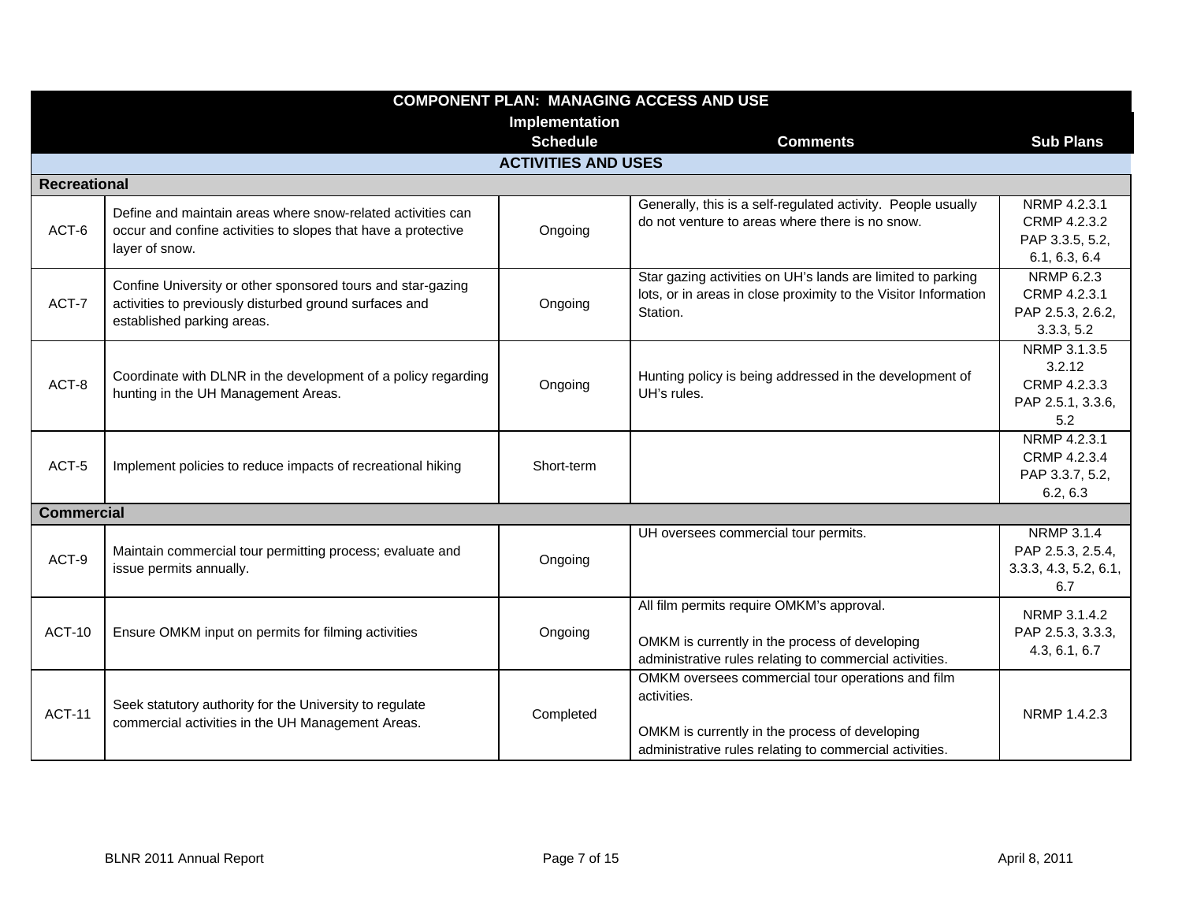| COMPONENT PLAN: MANAGING ACCESS AND USE | | | | |
|---|---|---|---|---|
| | | Implementation Schedule | Comments | Sub Plans |
| **ACTIVITIES AND USES** | | | | |
| **Recreational** | | | | |
| ACT-6 | Define and maintain areas where snow-related activities can occur and confine activities to slopes that have a protective layer of snow. | Ongoing | Generally, this is a self-regulated activity. People usually do not venture to areas where there is no snow. | NRMP 4.2.3.1 CRMP 4.2.3.2 PAP 3.3.5, 5.2, 6.1, 6.3, 6.4 |
| ACT-7 | Confine University or other sponsored tours and star-gazing activities to previously disturbed ground surfaces and established parking areas. | Ongoing | Star gazing activities on UH's lands are limited to parking lots, or in areas in close proximity to the Visitor Information Station. | NRMP 6.2.3 CRMP 4.2.3.1 PAP 2.5.3, 2.6.2, 3.3.3, 5.2 |
| ACT-8 | Coordinate with DLNR in the development of a policy regarding hunting in the UH Management Areas. | Ongoing | Hunting policy is being addressed in the development of UH's rules. | NRMP 3.1.3.5 3.2.12 CRMP 4.2.3.3 PAP 2.5.1, 3.3.6, 5.2 |
| ACT-5 | Implement policies to reduce impacts of recreational hiking | Short-term | | NRMP 4.2.3.1 CRMP 4.2.3.4 PAP 3.3.7, 5.2, 6.2, 6.3 |
| **Commercial** | | | | |
| ACT-9 | Maintain commercial tour permitting process; evaluate and issue permits annually. | Ongoing | UH oversees commercial tour permits. | NRMP 3.1.4 PAP 2.5.3, 2.5.4, 3.3.3, 4.3, 5.2, 6.1, 6.7 |
| ACT-10 | Ensure OMKM input on permits for filming activities | Ongoing | All film permits require OMKM's approval.<br><br>OMKM is currently in the process of developing administrative rules relating to commercial activities. | NRMP 3.1.4.2 PAP 2.5.3, 3.3.3, 4.3, 6.1, 6.7 |
| ACT-11 | Seek statutory authority for the University to regulate commercial activities in the UH Management Areas. | Completed | OMKM oversees commercial tour operations and film activities.<br><br>OMKM is currently in the process of developing administrative rules relating to commercial activities. | NRMP 1.4.2.3 |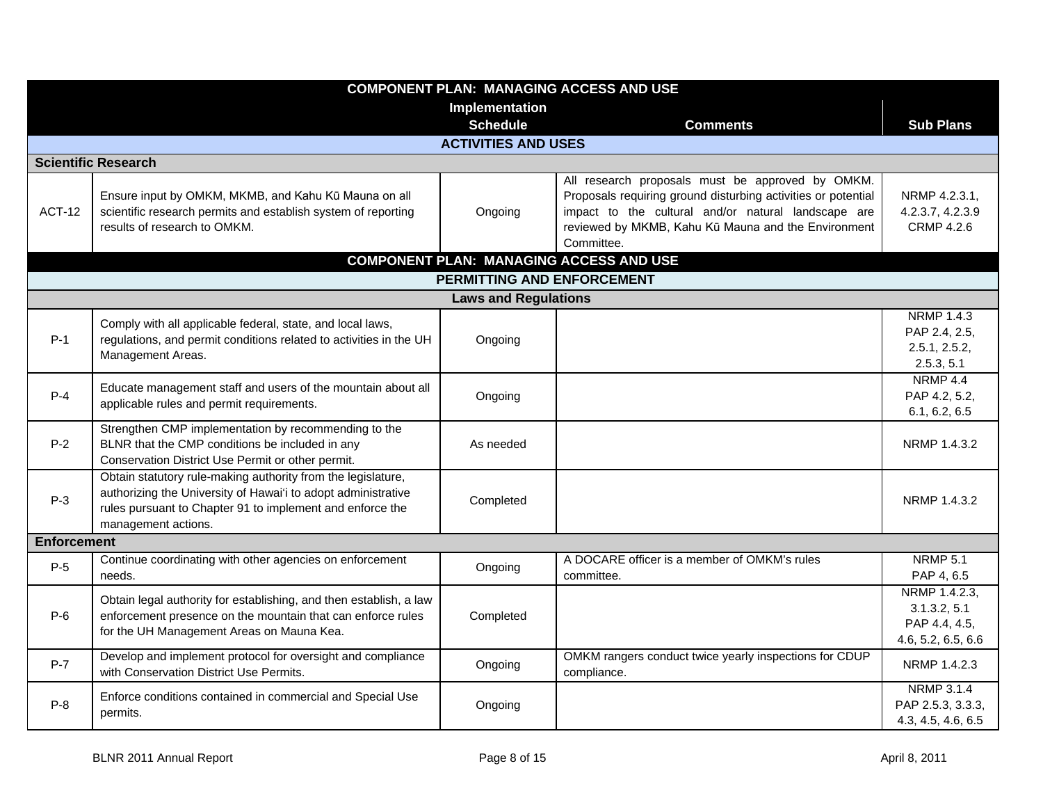| COMPONENT PLAN: MANAGING ACCESS AND USE | | | | |
|---|---|---|---|---|
| | | Implementation Schedule | Comments | Sub Plans |
| **ACTIVITIES AND USES** | | | | |
| **Scientific Research** | | | | |
| ACT-12 | Ensure input by OMKM, MKMB, and Kahu Kū Mauna on all scientific research permits and establish system of reporting results of research to OMKM. | Ongoing | All research proposals must be approved by OMKM. Proposals requiring ground disturbing activities or potential impact to the cultural and/or natural landscape are reviewed by MKMB, Kahu Kū Mauna and the Environment Committee. | NRMP 4.2.3.1, 4.2.3.7, 4.2.3.9 CRMP 4.2.6 |
| **COMPONENT PLAN: MANAGING ACCESS AND USE** | | | | |
| **PERMITTING AND ENFORCEMENT** | | | | |
| **Laws and Regulations** | | | | |
| P-1 | Comply with all applicable federal, state, and local laws, regulations, and permit conditions related to activities in the UH Management Areas. | Ongoing | | NRMP 1.4.3 PAP 2.4, 2.5, 2.5.1, 2.5.2, 2.5.3, 5.1 |
| P-4 | Educate management staff and users of the mountain about all applicable rules and permit requirements. | Ongoing | | NRMP 4.4 PAP 4.2, 5.2, 6.1, 6.2, 6.5 |
| P-2 | Strengthen CMP implementation by recommending to the BLNR that the CMP conditions be included in any Conservation District Use Permit or other permit. | As needed | | NRMP 1.4.3.2 |
| P-3 | Obtain statutory rule-making authority from the legislature, authorizing the University of Hawai'i to adopt administrative rules pursuant to Chapter 91 to implement and enforce the management actions. | Completed | | NRMP 1.4.3.2 |
| **Enforcement** | | | | |
| P-5 | Continue coordinating with other agencies on enforcement needs. | Ongoing | A DOCARE officer is a member of OMKM's rules committee. | NRMP 5.1 PAP 4, 6.5 |
| P-6 | Obtain legal authority for establishing, and then establish, a law enforcement presence on the mountain that can enforce rules for the UH Management Areas on Mauna Kea. | Completed | | NRMP 1.4.2.3, 3.1.3.2, 5.1 PAP 4.4, 4.5, 4.6, 5.2, 6.5, 6.6 |
| P-7 | Develop and implement protocol for oversight and compliance with Conservation District Use Permits. | Ongoing | OMKM rangers conduct twice yearly inspections for CDUP compliance. | NRMP 1.4.2.3 |
| P-8 | Enforce conditions contained in commercial and Special Use permits. | Ongoing | | NRMP 3.1.4 PAP 2.5.3, 3.3.3, 4.3, 4.5, 4.6, 6.5 |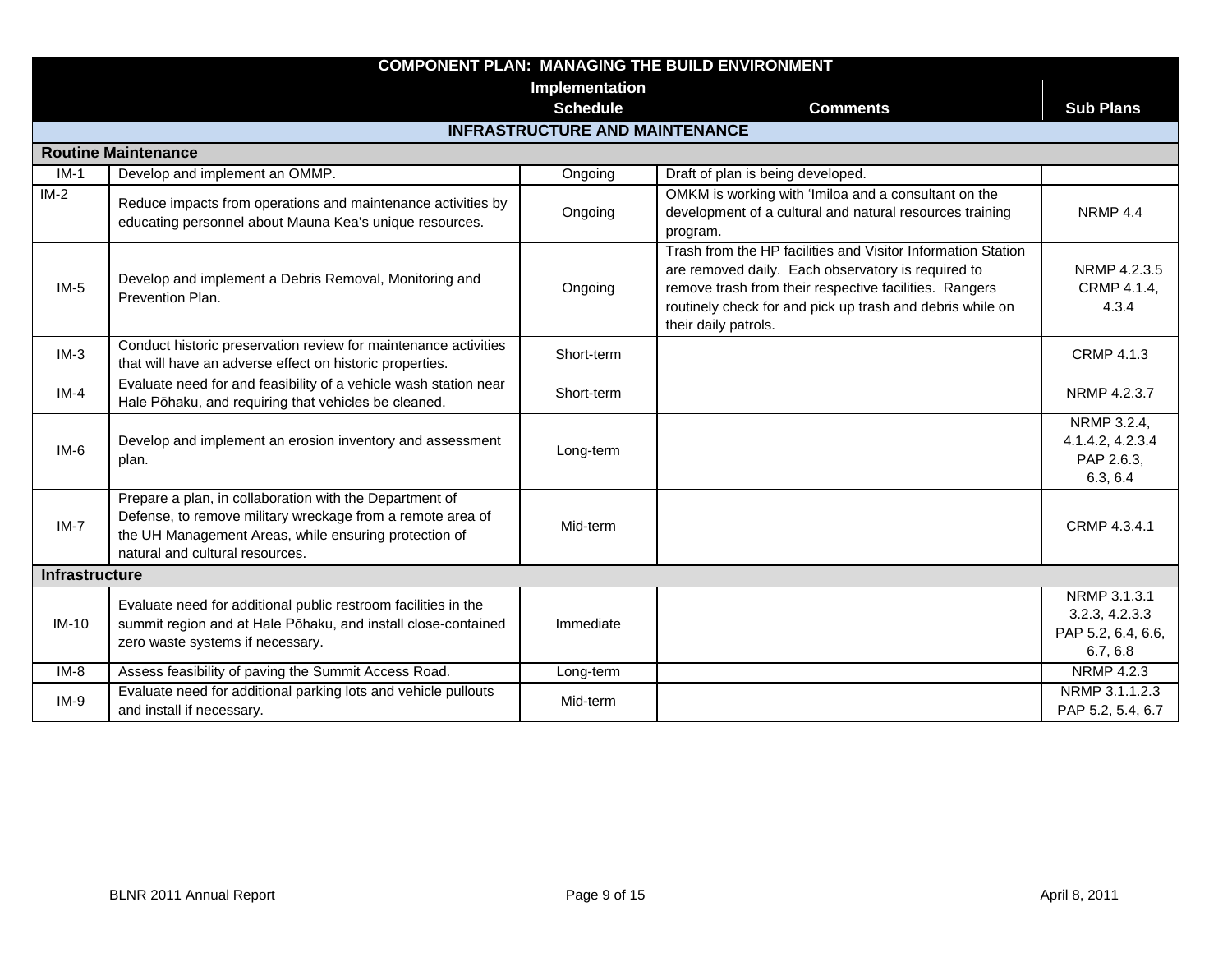| COMPONENT PLAN: MANAGING THE BUILD ENVIRONMENT | | | | |
|---|---|---|---|---|
| | | Implementation Schedule | Comments | Sub Plans |
| **INFRASTRUCTURE AND MAINTENANCE** | | | | |
| **Routine Maintenance** | | | | |
| IM-1 | Develop and implement an OMMP. | Ongoing | Draft of plan is being developed. | |
| IM-2 | Reduce impacts from operations and maintenance activities by educating personnel about Mauna Kea's unique resources. | Ongoing | OMKM is working with 'Imiloa and a consultant on the development of a cultural and natural resources training program. | NRMP 4.4 |
| IM-5 | Develop and implement a Debris Removal, Monitoring and Prevention Plan. | Ongoing | Trash from the HP facilities and Visitor Information Station are removed daily. Each observatory is required to remove trash from their respective facilities. Rangers routinely check for and pick up trash and debris while on their daily patrols. | NRMP 4.2.3.5 CRMP 4.1.4, 4.3.4 |
| IM-3 | Conduct historic preservation review for maintenance activities that will have an adverse effect on historic properties. | Short-term | | CRMP 4.1.3 |
| IM-4 | Evaluate need for and feasibility of a vehicle wash station near Hale Pōhaku, and requiring that vehicles be cleaned. | Short-term | | NRMP 4.2.3.7 |
| IM-6 | Develop and implement an erosion inventory and assessment plan. | Long-term | | NRMP 3.2.4, 4.1.4.2, 4.2.3.4 PAP 2.6.3, 6.3, 6.4 |
| IM-7 | Prepare a plan, in collaboration with the Department of Defense, to remove military wreckage from a remote area of the UH Management Areas, while ensuring protection of natural and cultural resources. | Mid-term | | CRMP 4.3.4.1 |
| **Infrastructure** | | | | |
| IM-10 | Evaluate need for additional public restroom facilities in the summit region and at Hale Pōhaku, and install close-contained zero waste systems if necessary. | Immediate | | NRMP 3.1.3.1 3.2.3, 4.2.3.3 PAP 5.2, 6.4, 6.6, 6.7, 6.8 |
| IM-8 | Assess feasibility of paving the Summit Access Road. | Long-term | | NRMP 4.2.3 |
| IM-9 | Evaluate need for additional parking lots and vehicle pullouts and install if necessary. | Mid-term | | NRMP 3.1.1.2.3 PAP 5.2, 5.4, 6.7 |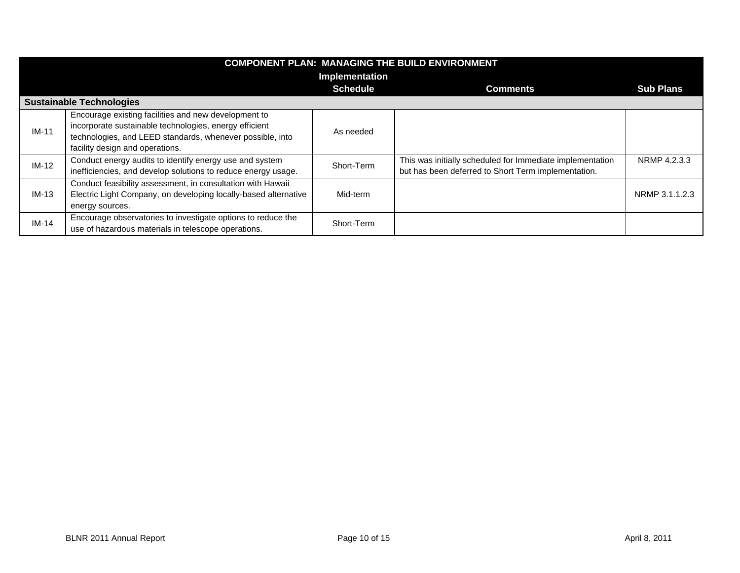| COMPONENT PLAN: MANAGING THE BUILD ENVIRONMENT | | Implementation Schedule | Comments | Sub Plans |
|---|---|---|---|---|
| **Sustainable Technologies** | | | | |
| IM-11 | Encourage existing facilities and new development to incorporate sustainable technologies, energy efficient technologies, and LEED standards, whenever possible, into facility design and operations. | As needed | | |
| IM-12 | Conduct energy audits to identify energy use and system inefficiencies, and develop solutions to reduce energy usage. | Short-Term | This was initially scheduled for Immediate implementation but has been deferred to Short Term implementation. | NRMP 4.2.3.3 |
| IM-13 | Conduct feasibility assessment, in consultation with Hawaii Electric Light Company, on developing locally-based alternative energy sources. | Mid-term | | NRMP 3.1.1.2.3 |
| IM-14 | Encourage observatories to investigate options to reduce the use of hazardous materials in telescope operations. | Short-Term | | |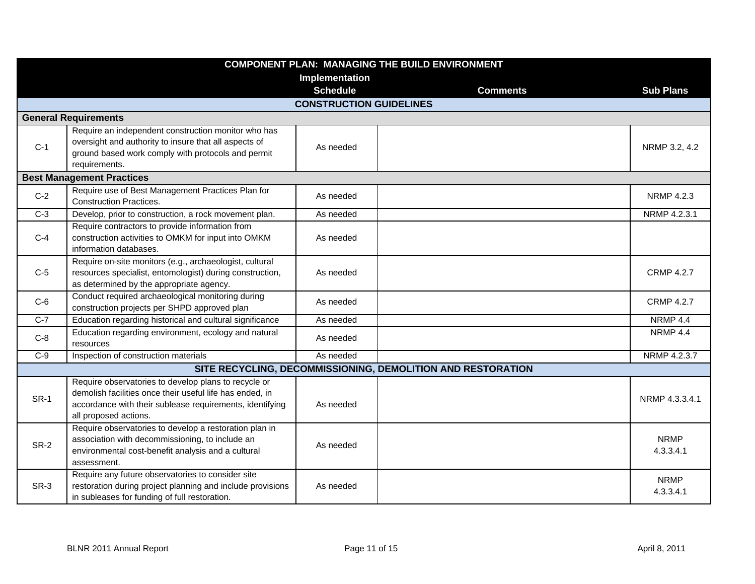| COMPONENT PLAN: MANAGING THE BUILD ENVIRONMENT | | | | |
|---|---|---|---|---|
| | | **Implementation Schedule** | **Comments** | **Sub Plans** |
| **CONSTRUCTION GUIDELINES** | | | | |
| **General Requirements** | | | | |
| C-1 | Require an independent construction monitor who has oversight and authority to insure that all aspects of ground based work comply with protocols and permit requirements. | As needed | | NRMP 3.2, 4.2 |
| **Best Management Practices** | | | | |
| C-2 | Require use of Best Management Practices Plan for Construction Practices. | As needed | | NRMP 4.2.3 |
| C-3 | Develop, prior to construction, a rock movement plan. | As needed | | NRMP 4.2.3.1 |
| C-4 | Require contractors to provide information from construction activities to OMKM for input into OMKM information databases. | As needed | | |
| C-5 | Require on-site monitors (e.g., archaeologist, cultural resources specialist, entomologist) during construction, as determined by the appropriate agency. | As needed | | CRMP 4.2.7 |
| C-6 | Conduct required archaeological monitoring during construction projects per SHPD approved plan | As needed | | CRMP 4.2.7 |
| C-7 | Education regarding historical and cultural significance | As needed | | NRMP 4.4 |
| C-8 | Education regarding environment, ecology and natural resources | As needed | | NRMP 4.4 |
| C-9 | Inspection of construction materials | As needed | | NRMP 4.2.3.7 |
| **SITE RECYCLING, DECOMMISSIONING, DEMOLITION AND RESTORATION** | | | | |
| SR-1 | Require observatories to develop plans to recycle or demolish facilities once their useful life has ended, in accordance with their sublease requirements, identifying all proposed actions. | As needed | | NRMP 4.3.3.4.1 |
| SR-2 | Require observatories to develop a restoration plan in association with decommissioning, to include an environmental cost-benefit analysis and a cultural assessment. | As needed | | NRMP 4.3.3.4.1 |
| SR-3 | Require any future observatories to consider site restoration during project planning and include provisions in subleases for funding of full restoration. | As needed | | NRMP 4.3.3.4.1 |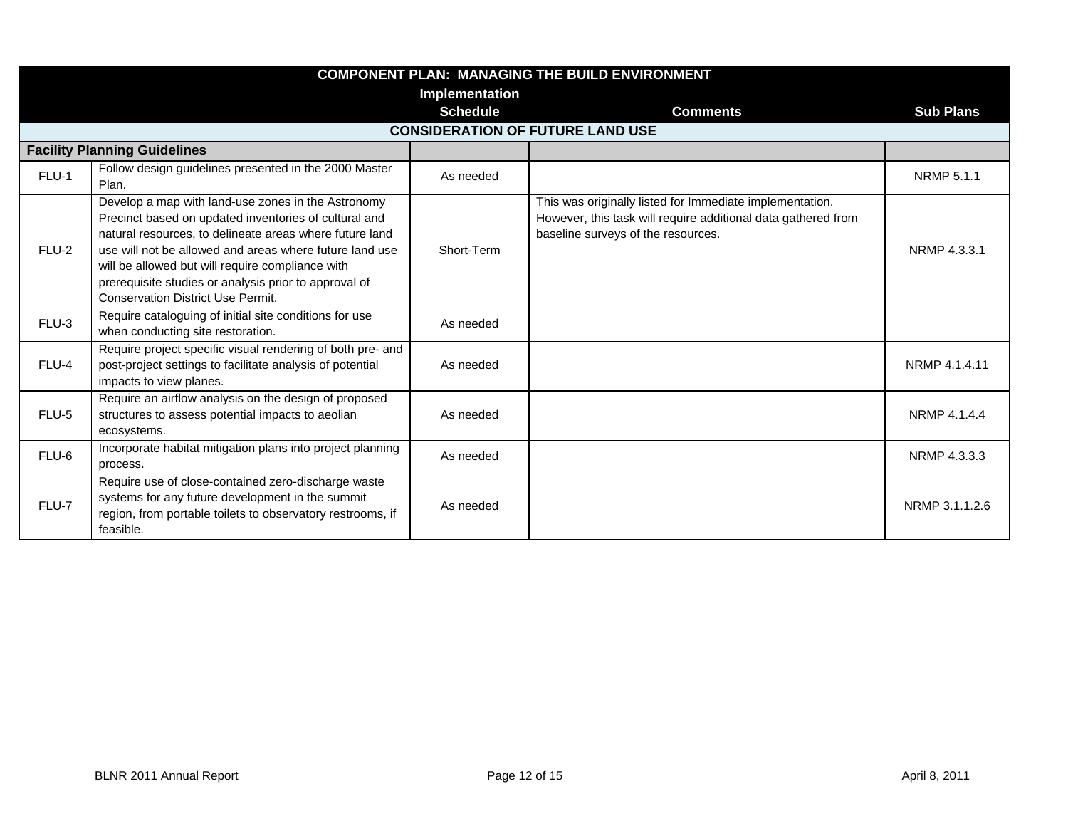| COMPONENT PLAN: MANAGING THE BUILD ENVIRONMENT | | Implementation Schedule | Comments | Sub Plans |
|---|---|---|---|---|
| **CONSIDERATION OF FUTURE LAND USE** | | | | |
| **Facility Planning Guidelines** | | | | |
| FLU-1 | Follow design guidelines presented in the 2000 Master Plan. | As needed | | NRMP 5.1.1 |
| FLU-2 | Develop a map with land-use zones in the Astronomy Precinct based on updated inventories of cultural and natural resources, to delineate areas where future land use will not be allowed and areas where future land use will be allowed but will require compliance with prerequisite studies or analysis prior to approval of Conservation District Use Permit. | Short-Term | This was originally listed for Immediate implementation. However, this task will require additional data gathered from baseline surveys of the resources. | NRMP 4.3.3.1 |
| FLU-3 | Require cataloguing of initial site conditions for use when conducting site restoration. | As needed | | |
| FLU-4 | Require project specific visual rendering of both pre- and post-project settings to facilitate analysis of potential impacts to view planes. | As needed | | NRMP 4.1.4.11 |
| FLU-5 | Require an airflow analysis on the design of proposed structures to assess potential impacts to aeolian ecosystems. | As needed | | NRMP 4.1.4.4 |
| FLU-6 | Incorporate habitat mitigation plans into project planning process. | As needed | | NRMP 4.3.3.3 |
| FLU-7 | Require use of close-contained zero-discharge waste systems for any future development in the summit region, from portable toilets to observatory restrooms, if feasible. | As needed | | NRMP 3.1.1.2.6 |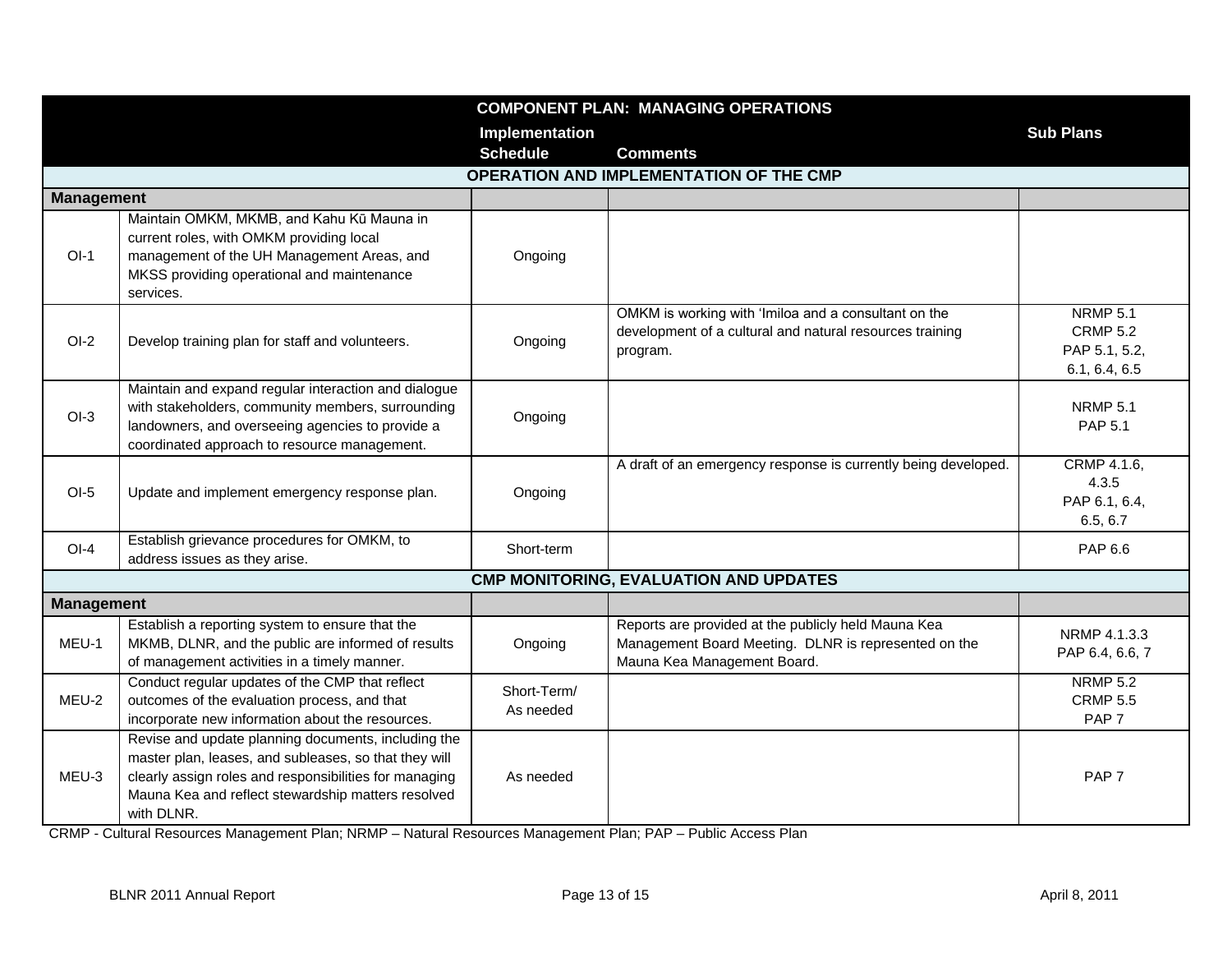| COMPONENT PLAN: MANAGING OPERATIONS | | | | |
|---|---|---|---|---|
| | | Implementation Schedule | Comments | Sub Plans |
| **OPERATION AND IMPLEMENTATION OF THE CMP** | | | | |
| **Management** | | | | |
| OI-1 | Maintain OMKM, MKMB, and Kahu Kū Mauna in current roles, with OMKM providing local management of the UH Management Areas, and MKSS providing operational and maintenance services. | Ongoing | | |
| OI-2 | Develop training plan for staff and volunteers. | Ongoing | OMKM is working with 'Imiloa and a consultant on the development of a cultural and natural resources training program. | NRMP 5.1<br>CRMP 5.2<br>PAP 5.1, 5.2, 6.1, 6.4, 6.5 |
| OI-3 | Maintain and expand regular interaction and dialogue with stakeholders, community members, surrounding landowners, and overseeing agencies to provide a coordinated approach to resource management. | Ongoing | | NRMP 5.1<br>PAP 5.1 |
| OI-5 | Update and implement emergency response plan. | Ongoing | A draft of an emergency response is currently being developed. | CRMP 4.1.6, 4.3.5<br>PAP 6.1, 6.4, 6.5, 6.7 |
| OI-4 | Establish grievance procedures for OMKM, to address issues as they arise. | Short-term | | PAP 6.6 |
| **CMP MONITORING, EVALUATION AND UPDATES** | | | | |
| **Management** | | | | |
| MEU-1 | Establish a reporting system to ensure that the MKMB, DLNR, and the public are informed of results of management activities in a timely manner. | Ongoing | Reports are provided at the publicly held Mauna Kea Management Board Meeting. DLNR is represented on the Mauna Kea Management Board. | NRMP 4.1.3.3<br>PAP 6.4, 6.6, 7 |
| MEU-2 | Conduct regular updates of the CMP that reflect outcomes of the evaluation process, and that incorporate new information about the resources. | Short-Term/ As needed | | NRMP 5.2<br>CRMP 5.5<br>PAP 7 |
| MEU-3 | Revise and update planning documents, including the master plan, leases, and subleases, so that they will clearly assign roles and responsibilities for managing Mauna Kea and reflect stewardship matters resolved with DLNR. | As needed | | PAP 7 |

CRMP - Cultural Resources Management Plan; NRMP – Natural Resources Management Plan; PAP – Public Access Plan